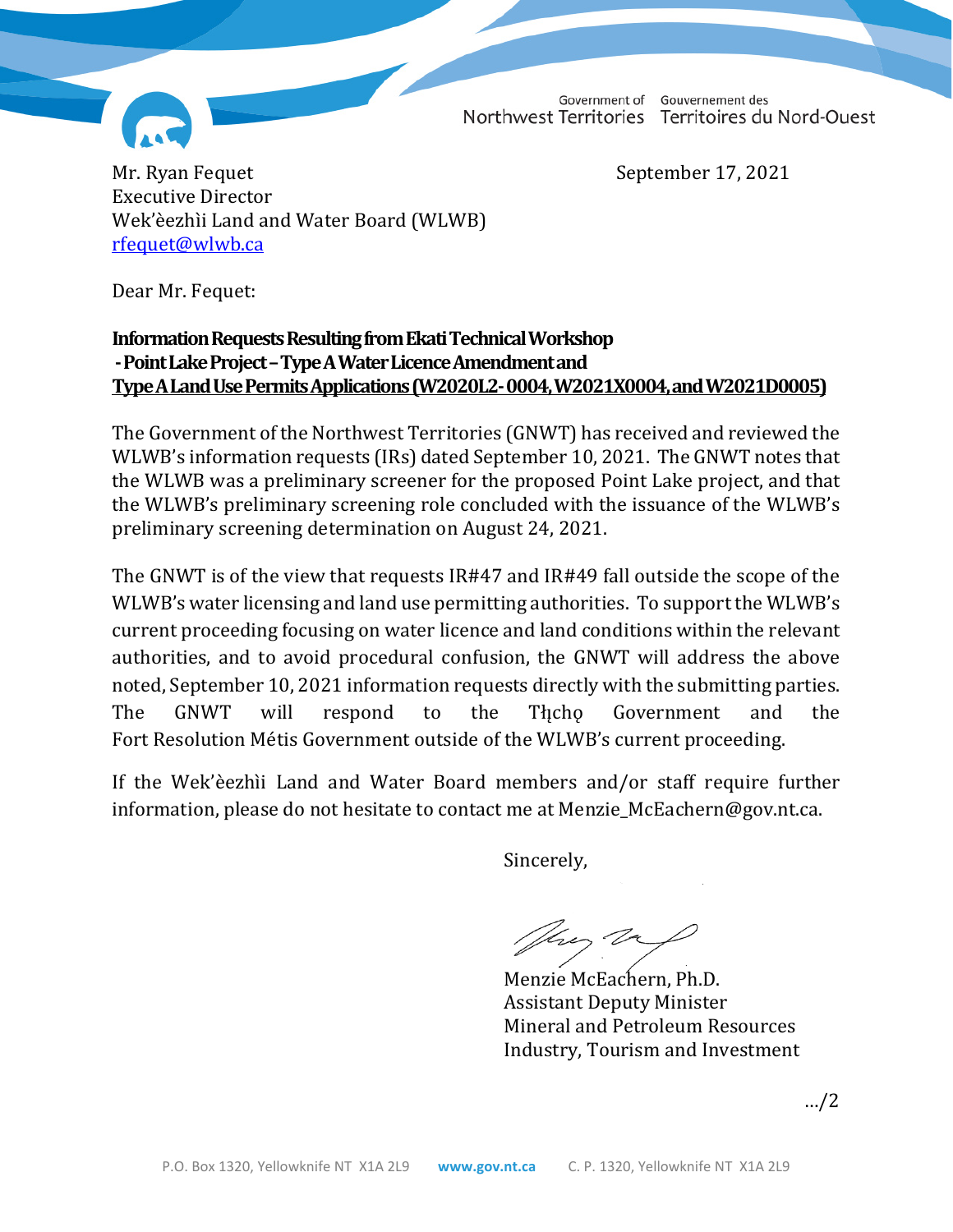Government of Northwest Territories / Gouvernement des Territoires du Nord-Ouest

Mr. Ryan Fequet  
Executive Director  
Wek'èezhìi Land and Water Board (WLWB)  
rfequet@wlwb.ca

September 17, 2021

Dear Mr. Fequet:

**Information Requests Resulting from Ekati Technical Workshop - Point Lake Project – Type A Water Licence Amendment and Type A Land Use Permits Applications (W2020L2-0004, W2021X0004, and W2021D0005)**

The Government of the Northwest Territories (GNWT) has received and reviewed the WLWB's information requests (IRs) dated September 10, 2021. The GNWT notes that the WLWB was a preliminary screener for the proposed Point Lake project, and that the WLWB's preliminary screening role concluded with the issuance of the WLWB's preliminary screening determination on August 24, 2021.

The GNWT is of the view that requests IR#47 and IR#49 fall outside the scope of the WLWB's water licensing and land use permitting authorities. To support the WLWB's current proceeding focusing on water licence and land conditions within the relevant authorities, and to avoid procedural confusion, the GNWT will address the above noted, September 10, 2021 information requests directly with the submitting parties. The GNWT will respond to the Tłı̨chǫ Government and the Fort Resolution Métis Government outside of the WLWB's current proceeding.

If the Wek'èezhìi Land and Water Board members and/or staff require further information, please do not hesitate to contact me at Menzie_McEachern@gov.nt.ca.

Sincerely,

Menzie McEachern, Ph.D.  
Assistant Deputy Minister  
Mineral and Petroleum Resources  
Industry, Tourism and Investment

.../2

P.O. Box 1320, Yellowknife NT X1A 2L9 www.gov.nt.ca C. P. 1320, Yellowknife NT X1A 2L9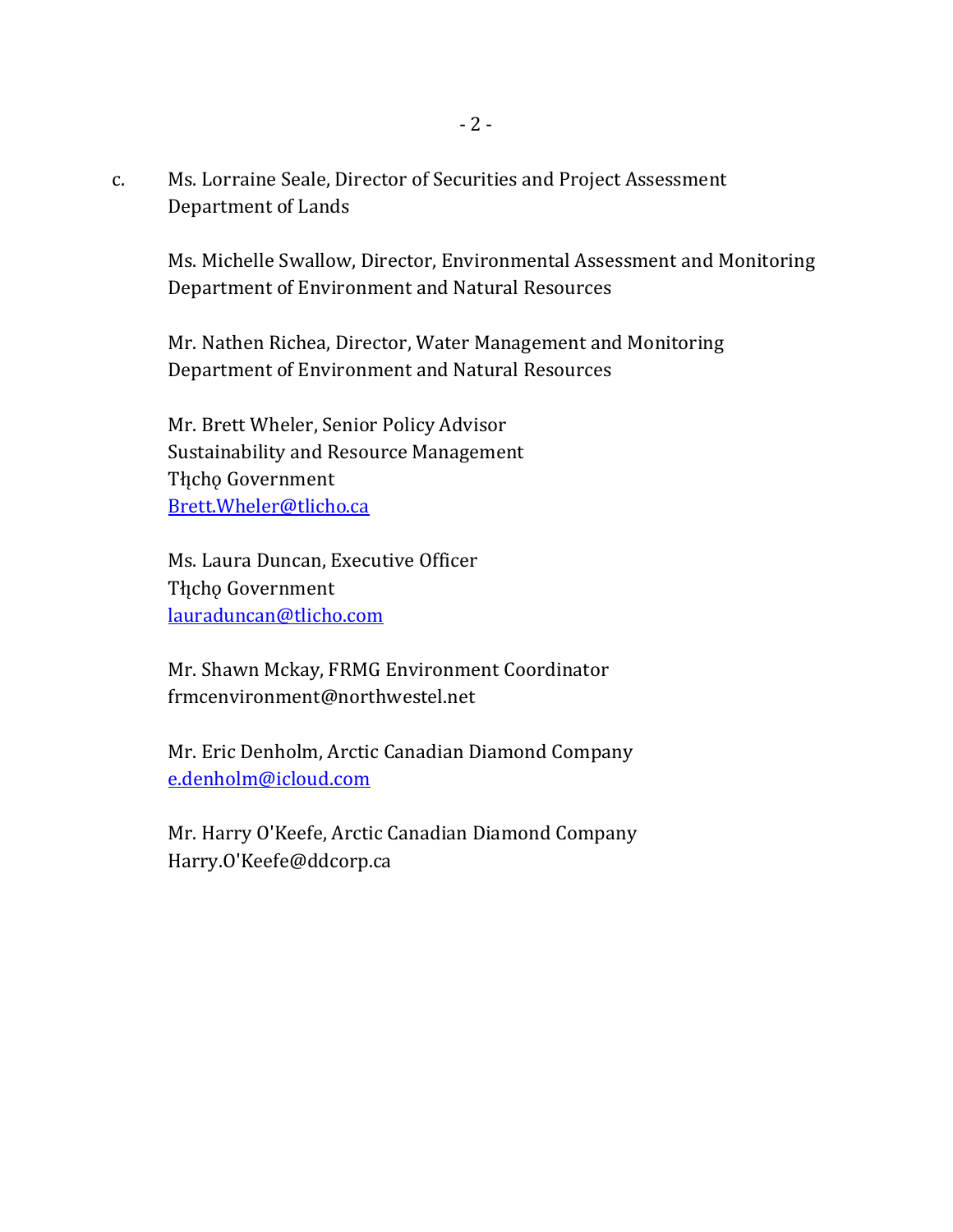c. Ms. Lorraine Seale, Director of Securities and Project Assessment
Department of Lands

Ms. Michelle Swallow, Director, Environmental Assessment and Monitoring
Department of Environment and Natural Resources

Mr. Nathen Richea, Director, Water Management and Monitoring
Department of Environment and Natural Resources

Mr. Brett Wheler, Senior Policy Advisor
Sustainability and Resource Management
Tłı̨chǫ Government
Brett.Wheler@tlicho.ca

Ms. Laura Duncan, Executive Officer
Tłı̨chǫ Government
lauraduncan@tlicho.com

Mr. Shawn Mckay, FRMG Environment Coordinator
frmcenvironment@northwestel.net

Mr. Eric Denholm, Arctic Canadian Diamond Company
e.denholm@icloud.com

Mr. Harry O'Keefe, Arctic Canadian Diamond Company
Harry.O'Keefe@ddcorp.ca